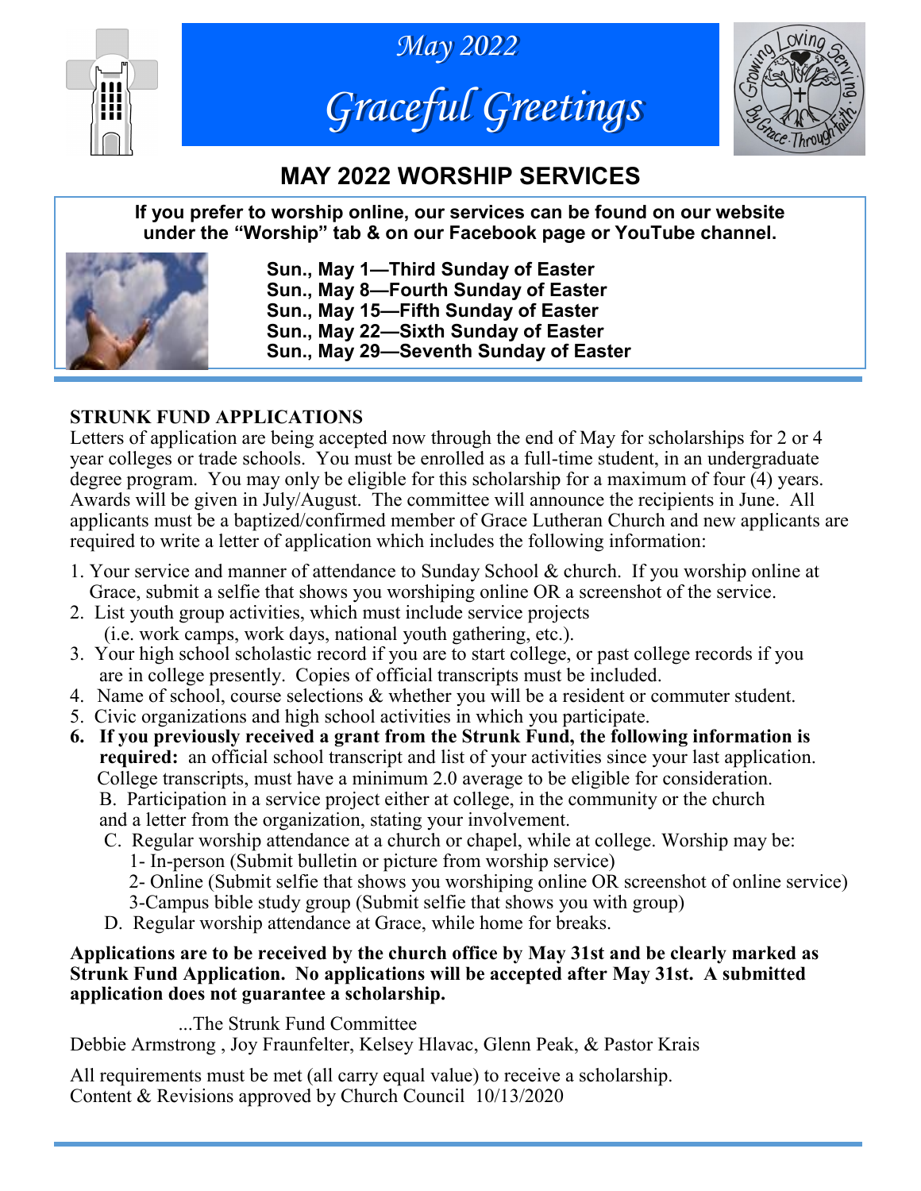May 2022

# Graceful Greetings

## MAY 2022 WORSHIP SERVICES

**If you prefer to worship online, our services can be found on our website under the "Worship" tab & on our Facebook page or YouTube channel.**

**Sun., May 1—Third Sunday of Easter**
**Sun., May 8—Fourth Sunday of Easter**
**Sun., May 15—Fifth Sunday of Easter**
**Sun., May 22—Sixth Sunday of Easter**
**Sun., May 29—Seventh Sunday of Easter**

### STRUNK FUND APPLICATIONS

Letters of application are being accepted now through the end of May for scholarships for 2 or 4 year colleges or trade schools. You must be enrolled as a full-time student, in an undergraduate degree program. You may only be eligible for this scholarship for a maximum of four (4) years. Awards will be given in July/August. The committee will announce the recipients in June. All applicants must be a baptized/confirmed member of Grace Lutheran Church and new applicants are required to write a letter of application which includes the following information:

1. Your service and manner of attendance to Sunday School & church. If you worship online at Grace, submit a selfie that shows you worshiping online OR a screenshot of the service.
2. List youth group activities, which must include service projects (i.e. work camps, work days, national youth gathering, etc.).
3. Your high school scholastic record if you are to start college, or past college records if you are in college presently. Copies of official transcripts must be included.
4. Name of school, course selections & whether you will be a resident or commuter student.
5. Civic organizations and high school activities in which you participate.
6. **If you previously received a grant from the Strunk Fund, the following information is required:** an official school transcript and list of your activities since your last application. College transcripts, must have a minimum 2.0 average to be eligible for consideration.
   B. Participation in a service project either at college, in the community or the church and a letter from the organization, stating your involvement.
   C. Regular worship attendance at a church or chapel, while at college. Worship may be:
      1- In-person (Submit bulletin or picture from worship service)
      2- Online (Submit selfie that shows you worshiping online OR screenshot of online service)
      3-Campus bible study group (Submit selfie that shows you with group)
   D. Regular worship attendance at Grace, while home for breaks.

**Applications are to be received by the church office by May 31st and be clearly marked as Strunk Fund Application. No applications will be accepted after May 31st. A submitted application does not guarantee a scholarship.**

...The Strunk Fund Committee
Debbie Armstrong , Joy Fraunfelter, Kelsey Hlavac, Glenn Peak, & Pastor Krais

All requirements must be met (all carry equal value) to receive a scholarship.
Content & Revisions approved by Church Council 10/13/2020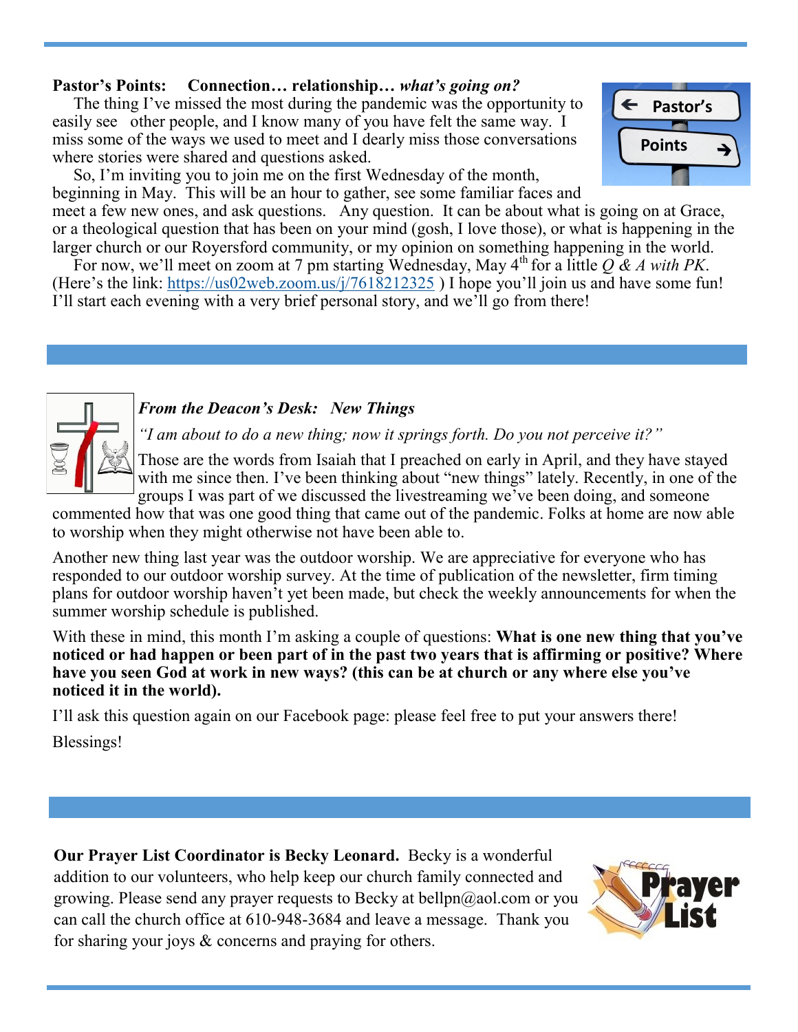**Pastor's Points: Connection… relationship…** ***what's going on?***

The thing I've missed the most during the pandemic was the opportunity to easily see other people, and I know many of you have felt the same way. I miss some of the ways we used to meet and I dearly miss those conversations where stories were shared and questions asked.

So, I'm inviting you to join me on the first Wednesday of the month, beginning in May. This will be an hour to gather, see some familiar faces and meet a few new ones, and ask questions. Any question. It can be about what is going on at Grace, or a theological question that has been on your mind (gosh, I love those), or what is happening in the larger church or our Royersford community, or my opinion on something happening in the world.

For now, we'll meet on zoom at 7 pm starting Wednesday, May 4th for a little *Q & A with PK*. (Here's the link: https://us02web.zoom.us/j/7618212325 ) I hope you'll join us and have some fun! I'll start each evening with a very brief personal story, and we'll go from there!

***From the Deacon's Desk: New Things***

*"I am about to do a new thing; now it springs forth. Do you not perceive it?"*

Those are the words from Isaiah that I preached on early in April, and they have stayed with me since then. I've been thinking about "new things" lately. Recently, in one of the groups I was part of we discussed the livestreaming we've been doing, and someone commented how that was one good thing that came out of the pandemic. Folks at home are now able to worship when they might otherwise not have been able to.

Another new thing last year was the outdoor worship. We are appreciative for everyone who has responded to our outdoor worship survey. At the time of publication of the newsletter, firm timing plans for outdoor worship haven't yet been made, but check the weekly announcements for when the summer worship schedule is published.

With these in mind, this month I'm asking a couple of questions: **What is one new thing that you've noticed or had happen or been part of in the past two years that is affirming or positive? Where have you seen God at work in new ways? (this can be at church or any where else you've noticed it in the world).**

I'll ask this question again on our Facebook page: please feel free to put your answers there!

Blessings!

**Our Prayer List Coordinator is Becky Leonard.** Becky is a wonderful addition to our volunteers, who help keep our church family connected and growing. Please send any prayer requests to Becky at bellpn@aol.com or you can call the church office at 610-948-3684 and leave a message. Thank you for sharing your joys & concerns and praying for others.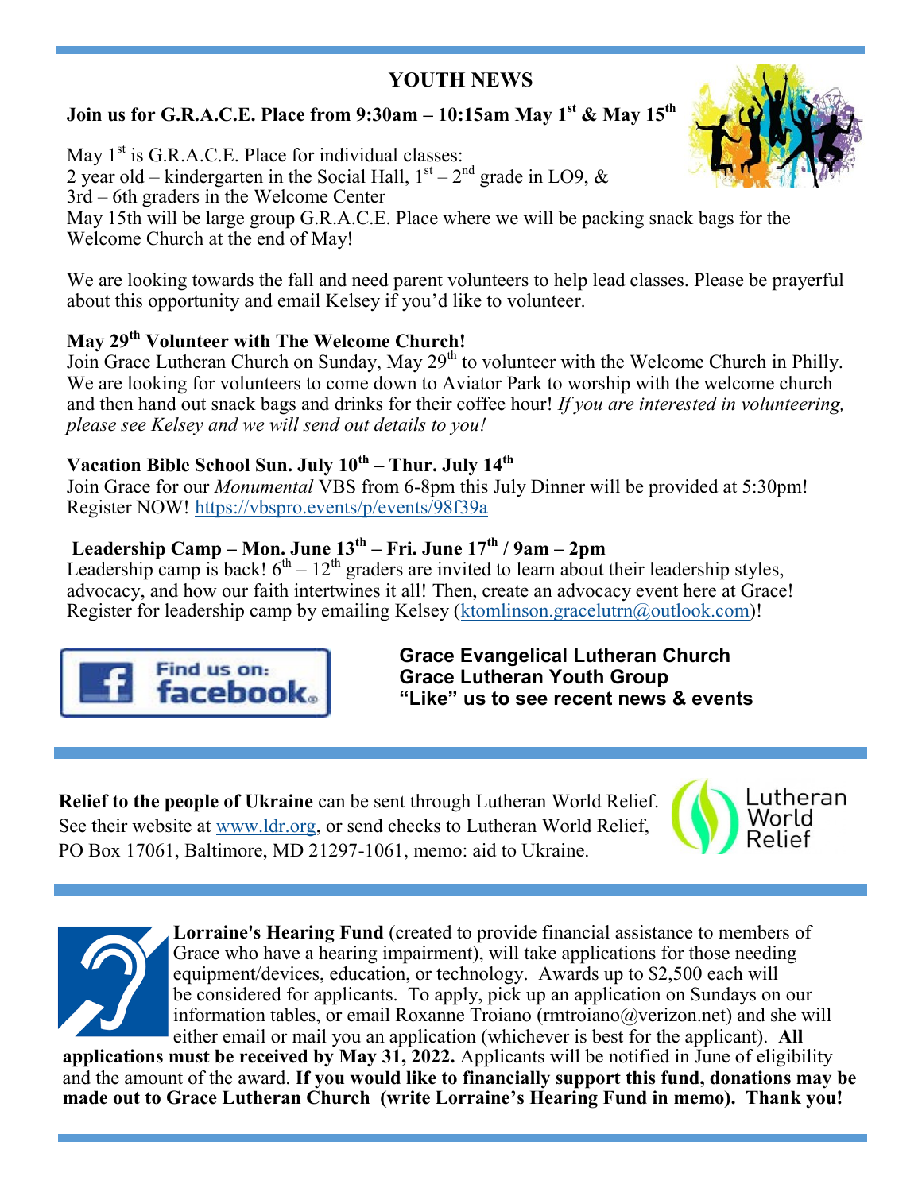# YOUTH NEWS

**Join us for G.R.A.C.E. Place from 9:30am – 10:15am May 1st & May 15th**

May 1st is G.R.A.C.E. Place for individual classes:
2 year old – kindergarten in the Social Hall, 1st – 2nd grade in LO9, &
3rd – 6th graders in the Welcome Center
May 15th will be large group G.R.A.C.E. Place where we will be packing snack bags for the Welcome Church at the end of May!

We are looking towards the fall and need parent volunteers to help lead classes. Please be prayerful about this opportunity and email Kelsey if you'd like to volunteer.

**May 29th Volunteer with The Welcome Church!**
Join Grace Lutheran Church on Sunday, May 29th to volunteer with the Welcome Church in Philly. We are looking for volunteers to come down to Aviator Park to worship with the welcome church and then hand out snack bags and drinks for their coffee hour! *If you are interested in volunteering, please see Kelsey and we will send out details to you!*

**Vacation Bible School Sun. July 10th – Thur. July 14th**
Join Grace for our *Monumental* VBS from 6-8pm this July Dinner will be provided at 5:30pm! Register NOW! https://vbspro.events/p/events/98f39a

**Leadership Camp – Mon. June 13th – Fri. June 17th / 9am – 2pm**
Leadership camp is back! 6th – 12th graders are invited to learn about their leadership styles, advocacy, and how our faith intertwines it all! Then, create an advocacy event here at Grace! Register for leadership camp by emailing Kelsey (ktomlinson.gracelutrn@outlook.com)!

Find us on: facebook

**Grace Evangelical Lutheran Church**
**Grace Lutheran Youth Group**
**"Like" us to see recent news & events**

---

**Relief to the people of Ukraine** can be sent through Lutheran World Relief. See their website at www.ldr.org, or send checks to Lutheran World Relief, PO Box 17061, Baltimore, MD 21297-1061, memo: aid to Ukraine.

---

**Lorraine's Hearing Fund** (created to provide financial assistance to members of Grace who have a hearing impairment), will take applications for those needing equipment/devices, education, or technology. Awards up to $2,500 each will be considered for applicants. To apply, pick up an application on Sundays on our information tables, or email Roxanne Troiano (rmtroiano@verizon.net) and she will either email or mail you an application (whichever is best for the applicant). **All applications must be received by May 31, 2022.** Applicants will be notified in June of eligibility and the amount of the award. **If you would like to financially support this fund, donations may be made out to Grace Lutheran Church (write Lorraine's Hearing Fund in memo). Thank you!**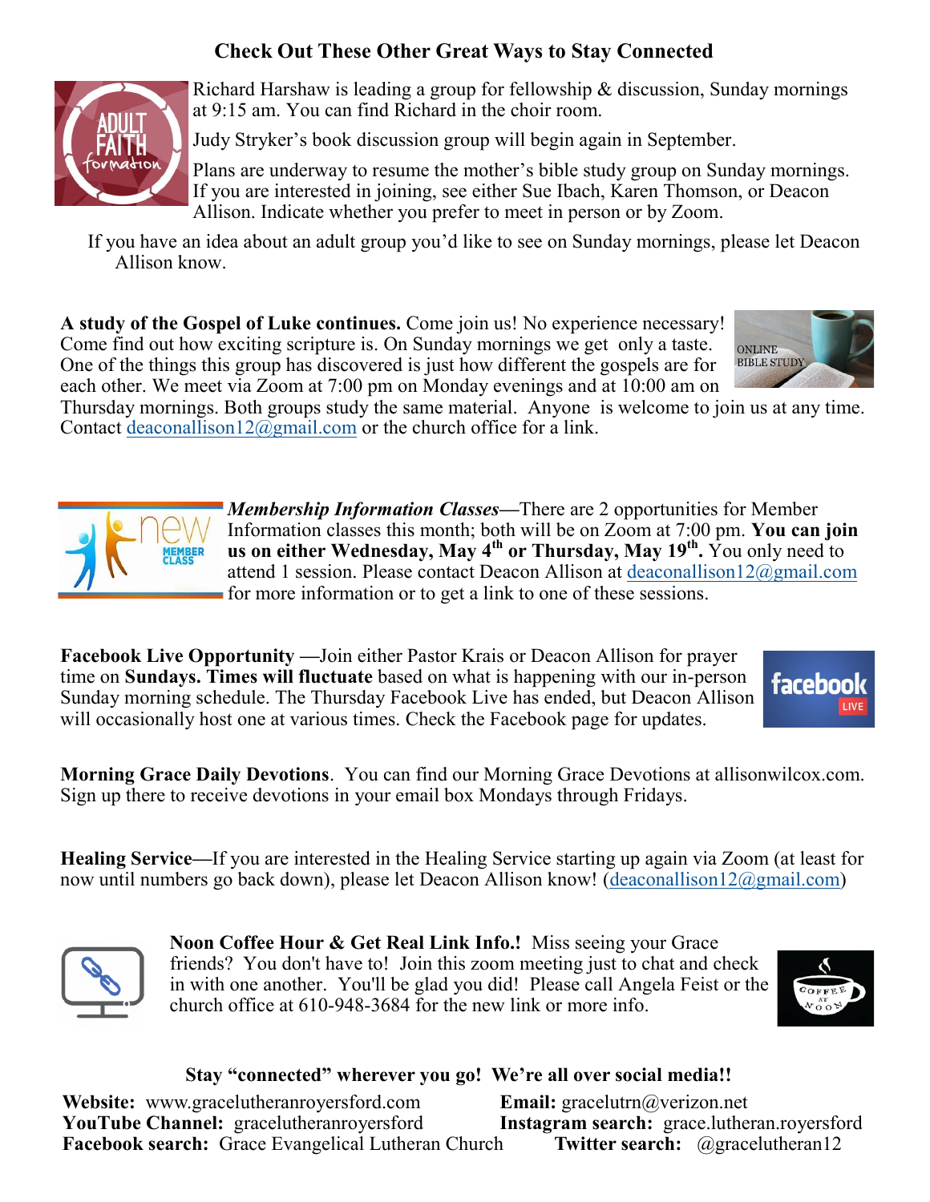## Check Out These Other Great Ways to Stay Connected

Richard Harshaw is leading a group for fellowship & discussion, Sunday mornings at 9:15 am. You can find Richard in the choir room.

Judy Stryker's book discussion group will begin again in September.

Plans are underway to resume the mother's bible study group on Sunday mornings. If you are interested in joining, see either Sue Ibach, Karen Thomson, or Deacon Allison. Indicate whether you prefer to meet in person or by Zoom.

If you have an idea about an adult group you'd like to see on Sunday mornings, please let Deacon Allison know.

**A study of the Gospel of Luke continues.** Come join us! No experience necessary! Come find out how exciting scripture is. On Sunday mornings we get only a taste. One of the things this group has discovered is just how different the gospels are for each other. We meet via Zoom at 7:00 pm on Monday evenings and at 10:00 am on Thursday mornings. Both groups study the same material. Anyone is welcome to join us at any time. Contact deaconallison12@gmail.com or the church office for a link.

***Membership Information Classes*****—**There are 2 opportunities for Member Information classes this month; both will be on Zoom at 7:00 pm. **You can join us on either Wednesday, May 4th or Thursday, May 19th.** You only need to attend 1 session. Please contact Deacon Allison at deaconallison12@gmail.com for more information or to get a link to one of these sessions.

**Facebook Live Opportunity** —Join either Pastor Krais or Deacon Allison for prayer time on **Sundays. Times will fluctuate** based on what is happening with our in-person Sunday morning schedule. The Thursday Facebook Live has ended, but Deacon Allison will occasionally host one at various times. Check the Facebook page for updates.

**Morning Grace Daily Devotions**. You can find our Morning Grace Devotions at allisonwilcox.com. Sign up there to receive devotions in your email box Mondays through Fridays.

**Healing Service**—If you are interested in the Healing Service starting up again via Zoom (at least for now until numbers go back down), please let Deacon Allison know! (deaconallison12@gmail.com)

**Noon Coffee Hour & Get Real Link Info.!** Miss seeing your Grace friends? You don't have to! Join this zoom meeting just to chat and check in with one another. You'll be glad you did! Please call Angela Feist or the church office at 610-948-3684 for the new link or more info.

**Stay "connected" wherever you go! We're all over social media!!**

**Website:** www.gracelutheranroyersford.com
**Email:** gracelutrn@verizon.net
**YouTube Channel:** gracelutheranroyersford
**Instagram search:** grace.lutheran.royersford
**Facebook search:** Grace Evangelical Lutheran Church
**Twitter search:** @gracelutheran12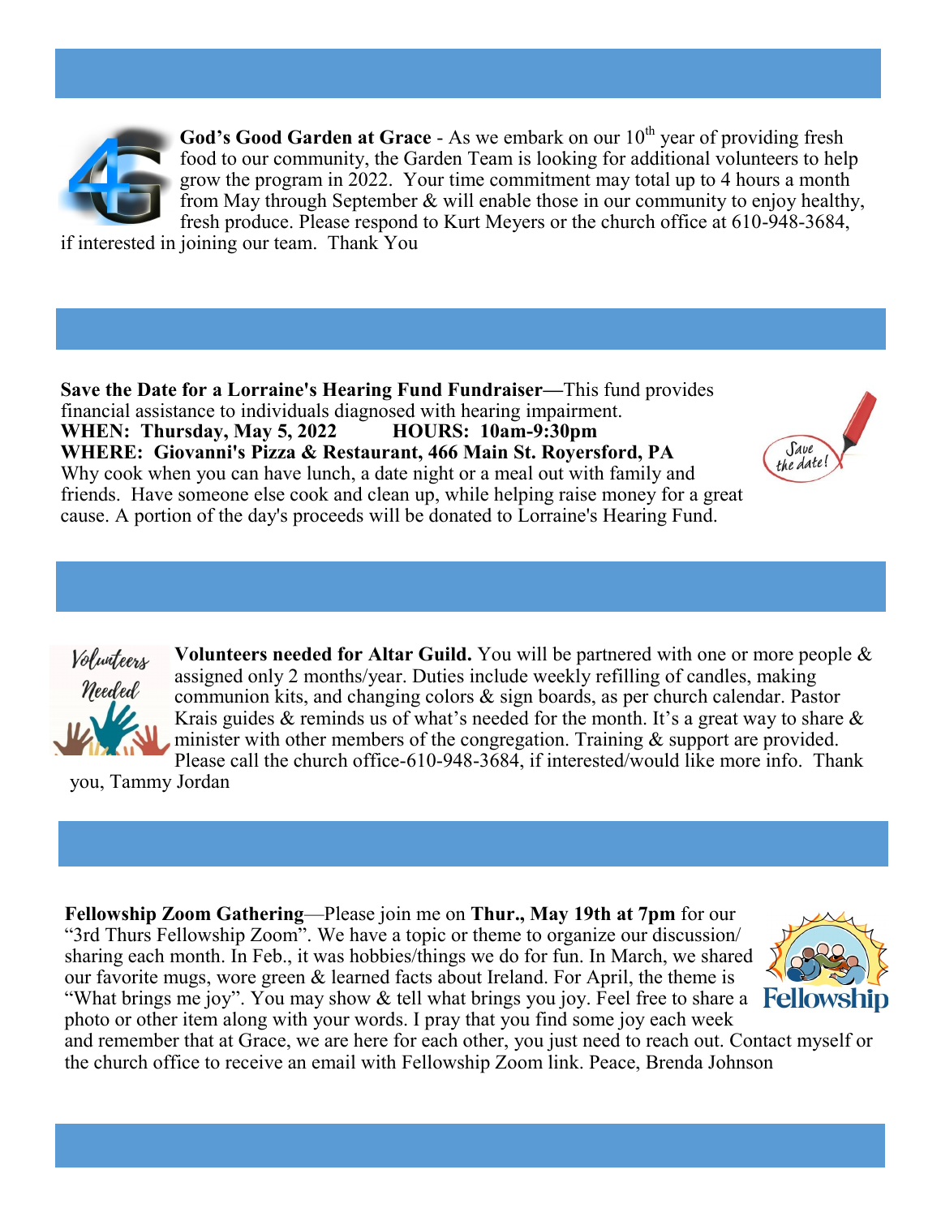**God's Good Garden at Grace** - As we embark on our 10th year of providing fresh food to our community, the Garden Team is looking for additional volunteers to help grow the program in 2022. Your time commitment may total up to 4 hours a month from May through September & will enable those in our community to enjoy healthy, fresh produce. Please respond to Kurt Meyers or the church office at 610-948-3684, if interested in joining our team. Thank You

**Save the Date for a Lorraine's Hearing Fund Fundraiser—**This fund provides financial assistance to individuals diagnosed with hearing impairment.
**WHEN: Thursday, May 5, 2022 HOURS: 10am-9:30pm**
**WHERE: Giovanni's Pizza & Restaurant, 466 Main St. Royersford, PA**
Why cook when you can have lunch, a date night or a meal out with family and friends. Have someone else cook and clean up, while helping raise money for a great cause. A portion of the day's proceeds will be donated to Lorraine's Hearing Fund.

**Volunteers needed for Altar Guild.** You will be partnered with one or more people & assigned only 2 months/year. Duties include weekly refilling of candles, making communion kits, and changing colors & sign boards, as per church calendar. Pastor Krais guides & reminds us of what's needed for the month. It's a great way to share & minister with other members of the congregation. Training & support are provided. Please call the church office-610-948-3684, if interested/would like more info. Thank you, Tammy Jordan

**Fellowship Zoom Gathering**—Please join me on **Thur., May 19th at 7pm** for our "3rd Thurs Fellowship Zoom". We have a topic or theme to organize our discussion/sharing each month. In Feb., it was hobbies/things we do for fun. In March, we shared our favorite mugs, wore green & learned facts about Ireland. For April, the theme is "What brings me joy". You may show & tell what brings you joy. Feel free to share a photo or other item along with your words. I pray that you find some joy each week and remember that at Grace, we are here for each other, you just need to reach out. Contact myself or the church office to receive an email with Fellowship Zoom link. Peace, Brenda Johnson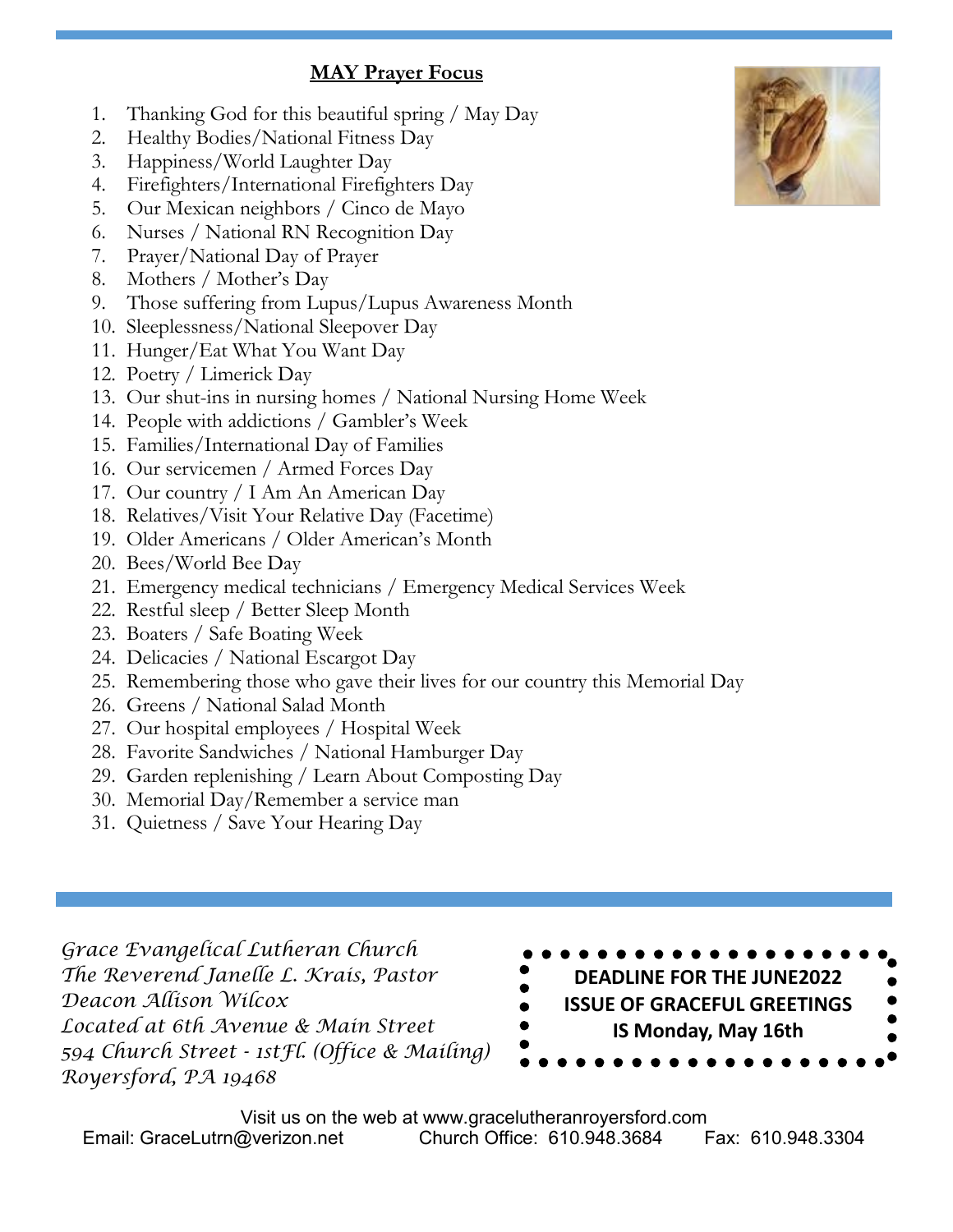## MAY Prayer Focus

1. Thanking God for this beautiful spring / May Day
2. Healthy Bodies/National Fitness Day
3. Happiness/World Laughter Day
4. Firefighters/International Firefighters Day
5. Our Mexican neighbors / Cinco de Mayo
6. Nurses / National RN Recognition Day
7. Prayer/National Day of Prayer
8. Mothers / Mother's Day
9. Those suffering from Lupus/Lupus Awareness Month
10. Sleeplessness/National Sleepover Day
11. Hunger/Eat What You Want Day
12. Poetry / Limerick Day
13. Our shut-ins in nursing homes / National Nursing Home Week
14. People with addictions / Gambler's Week
15. Families/International Day of Families
16. Our servicemen / Armed Forces Day
17. Our country / I Am An American Day
18. Relatives/Visit Your Relative Day (Facetime)
19. Older Americans / Older American's Month
20. Bees/World Bee Day
21. Emergency medical technicians / Emergency Medical Services Week
22. Restful sleep / Better Sleep Month
23. Boaters / Safe Boating Week
24. Delicacies / National Escargot Day
25. Remembering those who gave their lives for our country this Memorial Day
26. Greens / National Salad Month
27. Our hospital employees / Hospital Week
28. Favorite Sandwiches / National Hamburger Day
29. Garden replenishing / Learn About Composting Day
30. Memorial Day/Remember a service man
31. Quietness / Save Your Hearing Day

*Grace Evangelical Lutheran Church*
*The Reverend Janelle L. Krais, Pastor*
*Deacon Allison Wilcox*
*Located at 6th Avenue & Main Street*
*594 Church Street - 1st Fl. (Office & Mailing)*
*Royersford, PA 19468*

**DEADLINE FOR THE JUNE2022 ISSUE OF GRACEFUL GREETINGS IS Monday, May 16th**

Visit us on the web at www.gracelutheranroyersford.com
Email: GraceLutrn@verizon.net Church Office: 610.948.3684 Fax: 610.948.3304